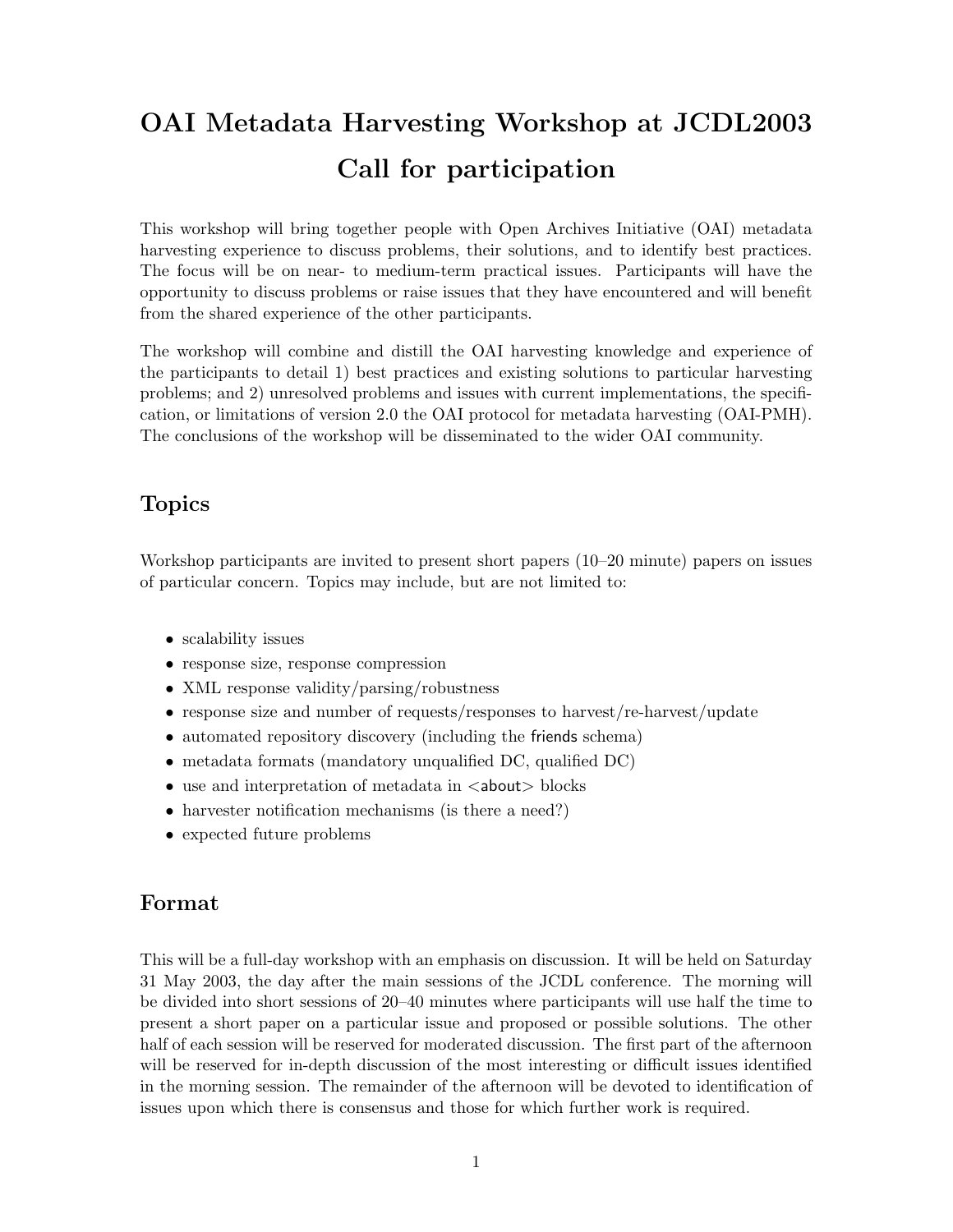# OAI Metadata Harvesting Workshop at JCDL2003 Call for participation

This workshop will bring together people with Open Archives Initiative (OAI) metadata harvesting experience to discuss problems, their solutions, and to identify best practices. The focus will be on near- to medium-term practical issues. Participants will have the opportunity to discuss problems or raise issues that they have encountered and will benefit from the shared experience of the other participants.

The workshop will combine and distill the OAI harvesting knowledge and experience of the participants to detail 1) best practices and existing solutions to particular harvesting problems; and 2) unresolved problems and issues with current implementations, the specification, or limitations of version 2.0 the OAI protocol for metadata harvesting (OAI-PMH). The conclusions of the workshop will be disseminated to the wider OAI community.

## Topics

Workshop participants are invited to present short papers (10–20 minute) papers on issues of particular concern. Topics may include, but are not limited to:

- scalability issues
- response size, response compression
- XML response validity/parsing/robustness
- response size and number of requests/responses to harvest/re-harvest/update
- automated repository discovery (including the friends schema)
- metadata formats (mandatory unqualified DC, qualified DC)
- use and interpretation of metadata in <about> blocks
- harvester notification mechanisms (is there a need?)
- expected future problems

## Format

This will be a full-day workshop with an emphasis on discussion. It will be held on Saturday 31 May 2003, the day after the main sessions of the JCDL conference. The morning will be divided into short sessions of 20–40 minutes where participants will use half the time to present a short paper on a particular issue and proposed or possible solutions. The other half of each session will be reserved for moderated discussion. The first part of the afternoon will be reserved for in-depth discussion of the most interesting or difficult issues identified in the morning session. The remainder of the afternoon will be devoted to identification of issues upon which there is consensus and those for which further work is required.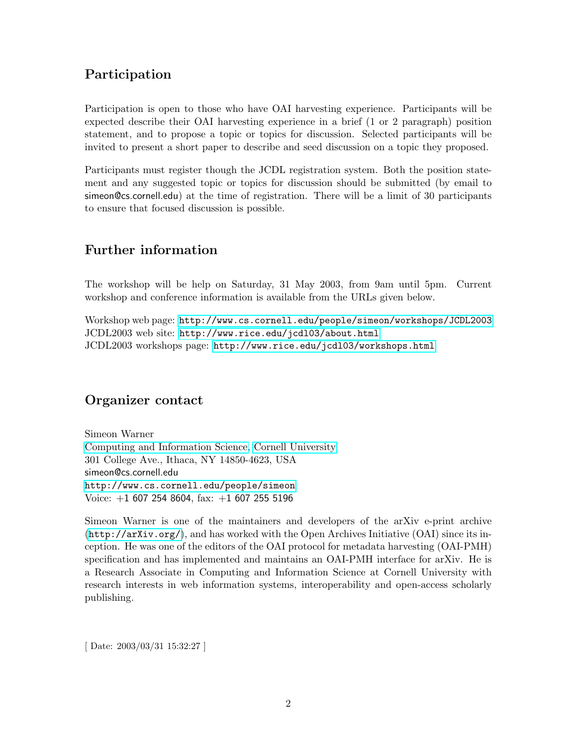## Participation

Participation is open to those who have OAI harvesting experience. Participants will be expected describe their OAI harvesting experience in a brief (1 or 2 paragraph) position statement, and to propose a topic or topics for discussion. Selected participants will be invited to present a short paper to describe and seed discussion on a topic they proposed.

Participants must register though the JCDL registration system. Both the position statement and any suggested topic or topics for discussion should be submitted (by email to simeon@cs.cornell.edu) at the time of registration. There will be a limit of 30 participants to ensure that focused discussion is possible.

## Further information

The workshop will be help on Saturday, 31 May 2003, from 9am until 5pm. Current workshop and conference information is available from the URLs given below.

Workshop web page: http://www.cs.cornell.edu/people/simeon/workshops/JCDL2003
JCDL2003 web site: http://www.rice.edu/jcdl03/about.html
JCDL2003 workshops page: http://www.rice.edu/jcdl03/workshops.html

## Organizer contact

Simeon Warner
Computing and Information Science, Cornell University
301 College Ave., Ithaca, NY 14850-4623, USA
simeon@cs.cornell.edu
http://www.cs.cornell.edu/people/simeon
Voice: +1 607 254 8604, fax: +1 607 255 5196

Simeon Warner is one of the maintainers and developers of the arXiv e-print archive (http://arXiv.org/), and has worked with the Open Archives Initiative (OAI) since its inception. He was one of the editors of the OAI protocol for metadata harvesting (OAI-PMH) specification and has implemented and maintains an OAI-PMH interface for arXiv. He is a Research Associate in Computing and Information Science at Cornell University with research interests in web information systems, interoperability and open-access scholarly publishing.

[ Date: 2003/03/31 15:32:27 ]